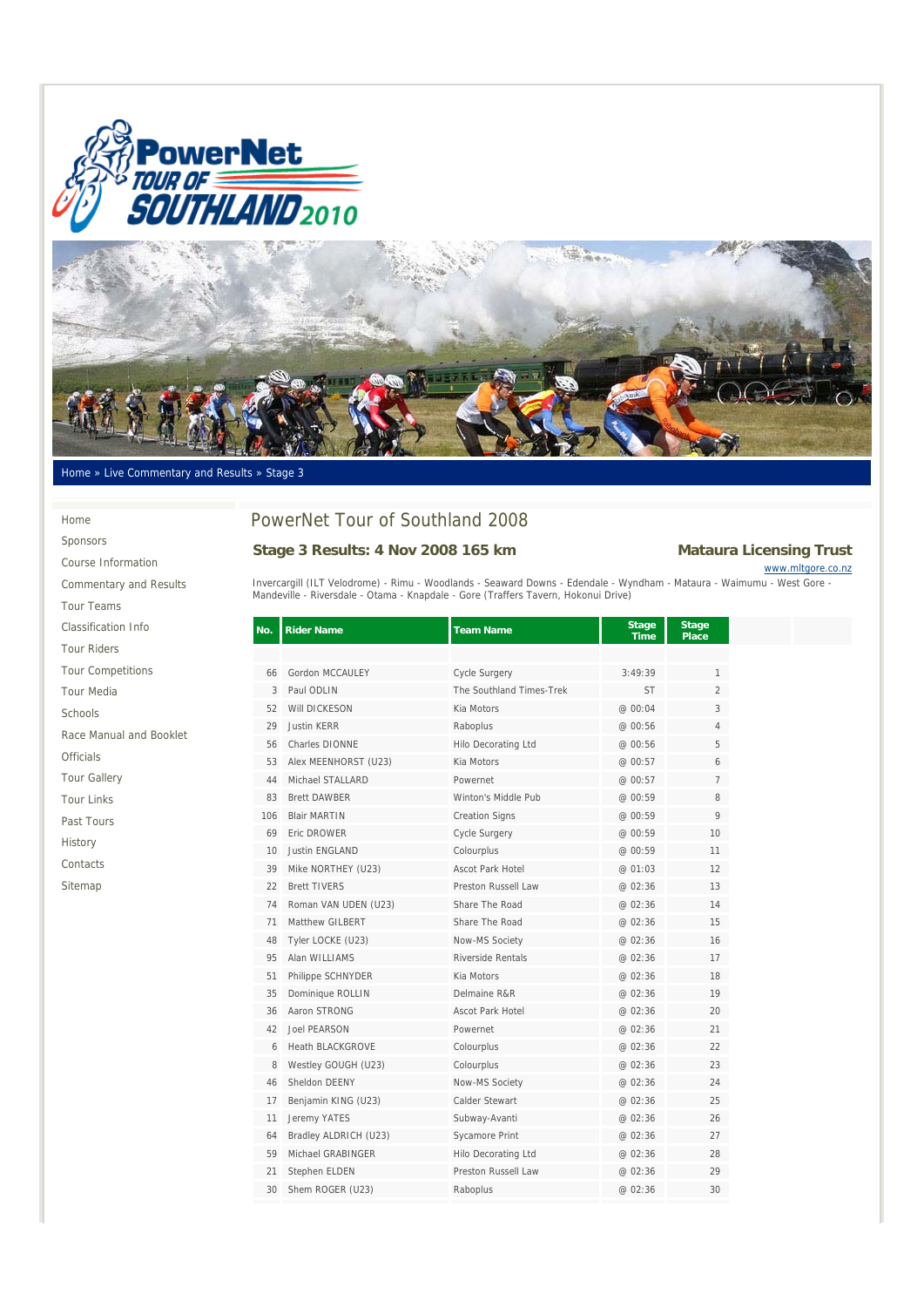Home » Live Commentary and Results » Stage 3

- Home
- Sponsors
- Course Information
- Commentary and Results
- Tour Teams
- Classification Info
- Tour Riders
- Tour Competitions
- Tour Media
- Schools
- Race Manual and Booklet
- Officials
- Tour Gallery
- Tour Links
- Past Tours
- History
- Contacts
- Sitemap

# PowerNet Tour of Southland 2008

## Stage 3 Results: 4 Nov 2008 165 km

**Mataura Licensing Trust**
www.mltgore.co.nz

Invercargill (ILT Velodrome) - Rimu - Woodlands - Seaward Downs - Edendale - Wyndham - Mataura - Waimumu - West Gore - Mandeville - Riversdale - Otama - Knapdale - Gore (Traffers Tavern, Hokonui Drive)

| No. | Rider Name | Team Name | Stage Time | Stage Place |
|---|---|---|---|---|
| 66 | Gordon MCCAULEY | Cycle Surgery | 3:49:39 | 1 |
| 3 | Paul ODLIN | The Southland Times-Trek | ST | 2 |
| 52 | Will DICKESON | Kia Motors | @ 00:04 | 3 |
| 29 | Justin KERR | Raboplus | @ 00:56 | 4 |
| 56 | Charles DIONNE | Hilo Decorating Ltd | @ 00:56 | 5 |
| 53 | Alex MEENHORST (U23) | Kia Motors | @ 00:57 | 6 |
| 44 | Michael STALLARD | Powernet | @ 00:57 | 7 |
| 83 | Brett DAWBER | Winton's Middle Pub | @ 00:59 | 8 |
| 106 | Blair MARTIN | Creation Signs | @ 00:59 | 9 |
| 69 | Eric DROWER | Cycle Surgery | @ 00:59 | 10 |
| 10 | Justin ENGLAND | Colourplus | @ 00:59 | 11 |
| 39 | Mike NORTHEY (U23) | Ascot Park Hotel | @ 01:03 | 12 |
| 22 | Brett TIVERS | Preston Russell Law | @ 02:36 | 13 |
| 74 | Roman VAN UDEN (U23) | Share The Road | @ 02:36 | 14 |
| 71 | Matthew GILBERT | Share The Road | @ 02:36 | 15 |
| 48 | Tyler LOCKE (U23) | Now-MS Society | @ 02:36 | 16 |
| 95 | Alan WILLIAMS | Riverside Rentals | @ 02:36 | 17 |
| 51 | Philippe SCHNYDER | Kia Motors | @ 02:36 | 18 |
| 35 | Dominique ROLLIN | Delmaine R&R | @ 02:36 | 19 |
| 36 | Aaron STRONG | Ascot Park Hotel | @ 02:36 | 20 |
| 42 | Joel PEARSON | Powernet | @ 02:36 | 21 |
| 6 | Heath BLACKGROVE | Colourplus | @ 02:36 | 22 |
| 8 | Westley GOUGH (U23) | Colourplus | @ 02:36 | 23 |
| 46 | Sheldon DEENY | Now-MS Society | @ 02:36 | 24 |
| 17 | Benjamin KING (U23) | Calder Stewart | @ 02:36 | 25 |
| 11 | Jeremy YATES | Subway-Avanti | @ 02:36 | 26 |
| 64 | Bradley ALDRICH (U23) | Sycamore Print | @ 02:36 | 27 |
| 59 | Michael GRABINGER | Hilo Decorating Ltd | @ 02:36 | 28 |
| 21 | Stephen ELDEN | Preston Russell Law | @ 02:36 | 29 |
| 30 | Shem ROGER (U23) | Raboplus | @ 02:36 | 30 |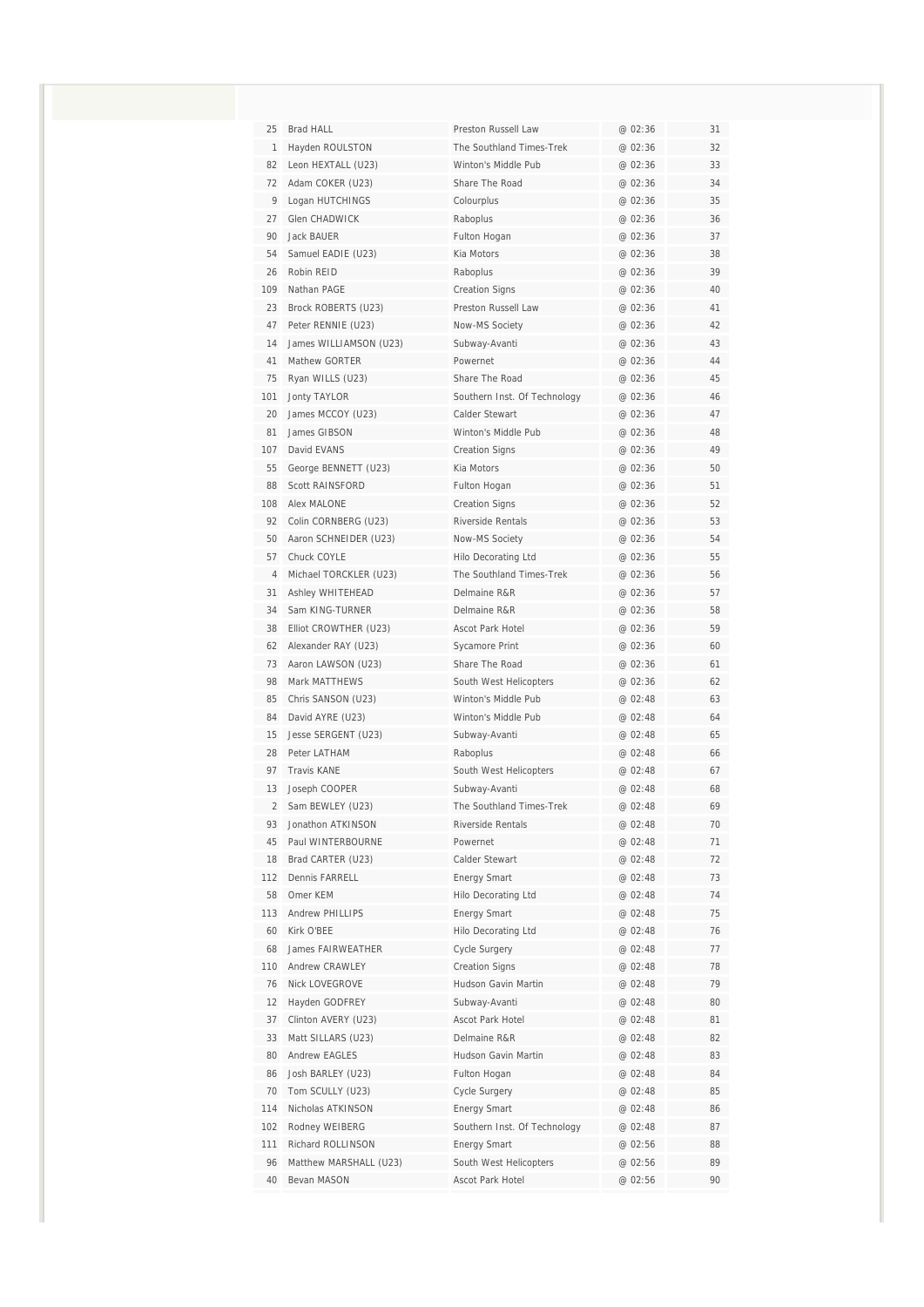| | | | | |
|---|---|---|---|---|
| 25 | Brad HALL | Preston Russell Law | @ 02:36 | 31 |
| 1 | Hayden ROULSTON | The Southland Times-Trek | @ 02:36 | 32 |
| 82 | Leon HEXTALL (U23) | Winton's Middle Pub | @ 02:36 | 33 |
| 72 | Adam COKER (U23) | Share The Road | @ 02:36 | 34 |
| 9 | Logan HUTCHINGS | Colourplus | @ 02:36 | 35 |
| 27 | Glen CHADWICK | Raboplus | @ 02:36 | 36 |
| 90 | Jack BAUER | Fulton Hogan | @ 02:36 | 37 |
| 54 | Samuel EADIE (U23) | Kia Motors | @ 02:36 | 38 |
| 26 | Robin REID | Raboplus | @ 02:36 | 39 |
| 109 | Nathan PAGE | Creation Signs | @ 02:36 | 40 |
| 23 | Brock ROBERTS (U23) | Preston Russell Law | @ 02:36 | 41 |
| 47 | Peter RENNIE (U23) | Now-MS Society | @ 02:36 | 42 |
| 14 | James WILLIAMSON (U23) | Subway-Avanti | @ 02:36 | 43 |
| 41 | Mathew GORTER | Powernet | @ 02:36 | 44 |
| 75 | Ryan WILLS (U23) | Share The Road | @ 02:36 | 45 |
| 101 | Jonty TAYLOR | Southern Inst. Of Technology | @ 02:36 | 46 |
| 20 | James MCCOY (U23) | Calder Stewart | @ 02:36 | 47 |
| 81 | James GIBSON | Winton's Middle Pub | @ 02:36 | 48 |
| 107 | David EVANS | Creation Signs | @ 02:36 | 49 |
| 55 | George BENNETT (U23) | Kia Motors | @ 02:36 | 50 |
| 88 | Scott RAINSFORD | Fulton Hogan | @ 02:36 | 51 |
| 108 | Alex MALONE | Creation Signs | @ 02:36 | 52 |
| 92 | Colin CORNBERG (U23) | Riverside Rentals | @ 02:36 | 53 |
| 50 | Aaron SCHNEIDER (U23) | Now-MS Society | @ 02:36 | 54 |
| 57 | Chuck COYLE | Hilo Decorating Ltd | @ 02:36 | 55 |
| 4 | Michael TORCKLER (U23) | The Southland Times-Trek | @ 02:36 | 56 |
| 31 | Ashley WHITEHEAD | Delmaine R&R | @ 02:36 | 57 |
| 34 | Sam KING-TURNER | Delmaine R&R | @ 02:36 | 58 |
| 38 | Elliot CROWTHER (U23) | Ascot Park Hotel | @ 02:36 | 59 |
| 62 | Alexander RAY (U23) | Sycamore Print | @ 02:36 | 60 |
| 73 | Aaron LAWSON (U23) | Share The Road | @ 02:36 | 61 |
| 98 | Mark MATTHEWS | South West Helicopters | @ 02:36 | 62 |
| 85 | Chris SANSON (U23) | Winton's Middle Pub | @ 02:48 | 63 |
| 84 | David AYRE (U23) | Winton's Middle Pub | @ 02:48 | 64 |
| 15 | Jesse SERGENT (U23) | Subway-Avanti | @ 02:48 | 65 |
| 28 | Peter LATHAM | Raboplus | @ 02:48 | 66 |
| 97 | Travis KANE | South West Helicopters | @ 02:48 | 67 |
| 13 | Joseph COOPER | Subway-Avanti | @ 02:48 | 68 |
| 2 | Sam BEWLEY (U23) | The Southland Times-Trek | @ 02:48 | 69 |
| 93 | Jonathon ATKINSON | Riverside Rentals | @ 02:48 | 70 |
| 45 | Paul WINTERBOURNE | Powernet | @ 02:48 | 71 |
| 18 | Brad CARTER (U23) | Calder Stewart | @ 02:48 | 72 |
| 112 | Dennis FARRELL | Energy Smart | @ 02:48 | 73 |
| 58 | Omer KEM | Hilo Decorating Ltd | @ 02:48 | 74 |
| 113 | Andrew PHILLIPS | Energy Smart | @ 02:48 | 75 |
| 60 | Kirk O'BEE | Hilo Decorating Ltd | @ 02:48 | 76 |
| 68 | James FAIRWEATHER | Cycle Surgery | @ 02:48 | 77 |
| 110 | Andrew CRAWLEY | Creation Signs | @ 02:48 | 78 |
| 76 | Nick LOVEGROVE | Hudson Gavin Martin | @ 02:48 | 79 |
| 12 | Hayden GODFREY | Subway-Avanti | @ 02:48 | 80 |
| 37 | Clinton AVERY (U23) | Ascot Park Hotel | @ 02:48 | 81 |
| 33 | Matt SILLARS (U23) | Delmaine R&R | @ 02:48 | 82 |
| 80 | Andrew EAGLES | Hudson Gavin Martin | @ 02:48 | 83 |
| 86 | Josh BARLEY (U23) | Fulton Hogan | @ 02:48 | 84 |
| 70 | Tom SCULLY (U23) | Cycle Surgery | @ 02:48 | 85 |
| 114 | Nicholas ATKINSON | Energy Smart | @ 02:48 | 86 |
| 102 | Rodney WEIBERG | Southern Inst. Of Technology | @ 02:48 | 87 |
| 111 | Richard ROLLINSON | Energy Smart | @ 02:56 | 88 |
| 96 | Matthew MARSHALL (U23) | South West Helicopters | @ 02:56 | 89 |
| 40 | Bevan MASON | Ascot Park Hotel | @ 02:56 | 90 |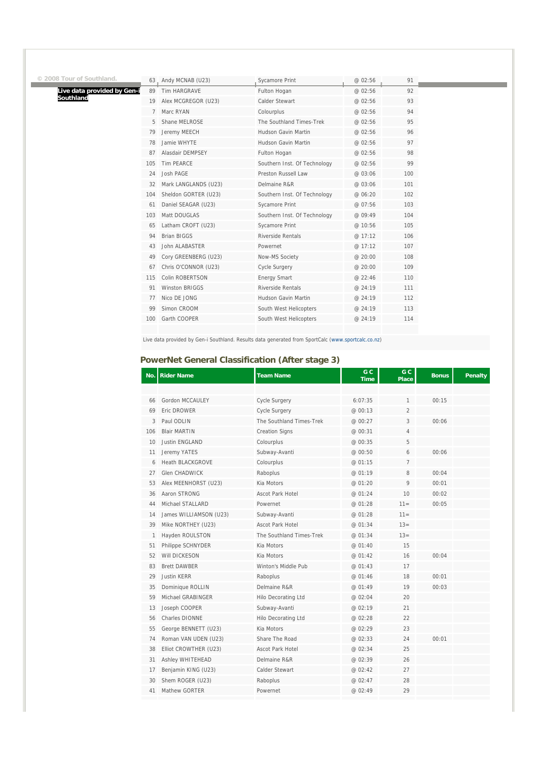© 2008 Tour of Southland.

Live data provided by Gen-i Southland

| | | | | |
|---|---|---|---|---|
| 63 | Andy MCNAB (U23) | Sycamore Print | @ 02:56 | 91 |
| 89 | Tim HARGRAVE | Fulton Hogan | @ 02:56 | 92 |
| 19 | Alex MCGREGOR (U23) | Calder Stewart | @ 02:56 | 93 |
| 7 | Marc RYAN | Colourplus | @ 02:56 | 94 |
| 5 | Shane MELROSE | The Southland Times-Trek | @ 02:56 | 95 |
| 79 | Jeremy MEECH | Hudson Gavin Martin | @ 02:56 | 96 |
| 78 | Jamie WHYTE | Hudson Gavin Martin | @ 02:56 | 97 |
| 87 | Alasdair DEMPSEY | Fulton Hogan | @ 02:56 | 98 |
| 105 | Tim PEARCE | Southern Inst. Of Technology | @ 02:56 | 99 |
| 24 | Josh PAGE | Preston Russell Law | @ 03:06 | 100 |
| 32 | Mark LANGLANDS (U23) | Delmaine R&R | @ 03:06 | 101 |
| 104 | Sheldon GORTER (U23) | Southern Inst. Of Technology | @ 06:20 | 102 |
| 61 | Daniel SEAGAR (U23) | Sycamore Print | @ 07:56 | 103 |
| 103 | Matt DOUGLAS | Southern Inst. Of Technology | @ 09:49 | 104 |
| 65 | Latham CROFT (U23) | Sycamore Print | @ 10:56 | 105 |
| 94 | Brian BIGGS | Riverside Rentals | @ 17:12 | 106 |
| 43 | John ALABASTER | Powernet | @ 17:12 | 107 |
| 49 | Cory GREENBERG (U23) | Now-MS Society | @ 20:00 | 108 |
| 67 | Chris O'CONNOR (U23) | Cycle Surgery | @ 20:00 | 109 |
| 115 | Colin ROBERTSON | Energy Smart | @ 22:46 | 110 |
| 91 | Winston BRIGGS | Riverside Rentals | @ 24:19 | 111 |
| 77 | Nico DE JONG | Hudson Gavin Martin | @ 24:19 | 112 |
| 99 | Simon CROOM | South West Helicopters | @ 24:19 | 113 |
| 100 | Garth COOPER | South West Helicopters | @ 24:19 | 114 |

Live data provided by Gen-i Southland. Results data generated from SportCalc (www.sportcalc.co.nz)

## PowerNet General Classification (After stage 3)

| No. | Rider Name | Team Name | G C Time | G C Place | Bonus | Penalty |
|---|---|---|---|---|---|---|
| 66 | Gordon MCCAULEY | Cycle Surgery | 6:07:35 | 1 | 00:15 | |
| 69 | Eric DROWER | Cycle Surgery | @ 00:13 | 2 | | |
| 3 | Paul ODLIN | The Southland Times-Trek | @ 00:27 | 3 | 00:06 | |
| 106 | Blair MARTIN | Creation Signs | @ 00:31 | 4 | | |
| 10 | Justin ENGLAND | Colourplus | @ 00:35 | 5 | | |
| 11 | Jeremy YATES | Subway-Avanti | @ 00:50 | 6 | 00:06 | |
| 6 | Heath BLACKGROVE | Colourplus | @ 01:15 | 7 | | |
| 27 | Glen CHADWICK | Raboplus | @ 01:19 | 8 | 00:04 | |
| 53 | Alex MEENHORST (U23) | Kia Motors | @ 01:20 | 9 | 00:01 | |
| 36 | Aaron STRONG | Ascot Park Hotel | @ 01:24 | 10 | 00:02 | |
| 44 | Michael STALLARD | Powernet | @ 01:28 | 11= | 00:05 | |
| 14 | James WILLIAMSON (U23) | Subway-Avanti | @ 01:28 | 11= | | |
| 39 | Mike NORTHEY (U23) | Ascot Park Hotel | @ 01:34 | 13= | | |
| 1 | Hayden ROULSTON | The Southland Times-Trek | @ 01:34 | 13= | | |
| 51 | Philippe SCHNYDER | Kia Motors | @ 01:40 | 15 | | |
| 52 | Will DICKESON | Kia Motors | @ 01:42 | 16 | 00:04 | |
| 83 | Brett DAWBER | Winton's Middle Pub | @ 01:43 | 17 | | |
| 29 | Justin KERR | Raboplus | @ 01:46 | 18 | 00:01 | |
| 35 | Dominique ROLLIN | Delmaine R&R | @ 01:49 | 19 | 00:03 | |
| 59 | Michael GRABINGER | Hilo Decorating Ltd | @ 02:04 | 20 | | |
| 13 | Joseph COOPER | Subway-Avanti | @ 02:19 | 21 | | |
| 56 | Charles DIONNE | Hilo Decorating Ltd | @ 02:28 | 22 | | |
| 55 | George BENNETT (U23) | Kia Motors | @ 02:29 | 23 | | |
| 74 | Roman VAN UDEN (U23) | Share The Road | @ 02:33 | 24 | 00:01 | |
| 38 | Elliot CROWTHER (U23) | Ascot Park Hotel | @ 02:34 | 25 | | |
| 31 | Ashley WHITEHEAD | Delmaine R&R | @ 02:39 | 26 | | |
| 17 | Benjamin KING (U23) | Calder Stewart | @ 02:42 | 27 | | |
| 30 | Shem ROGER (U23) | Raboplus | @ 02:47 | 28 | | |
| 41 | Mathew GORTER | Powernet | @ 02:49 | 29 | | |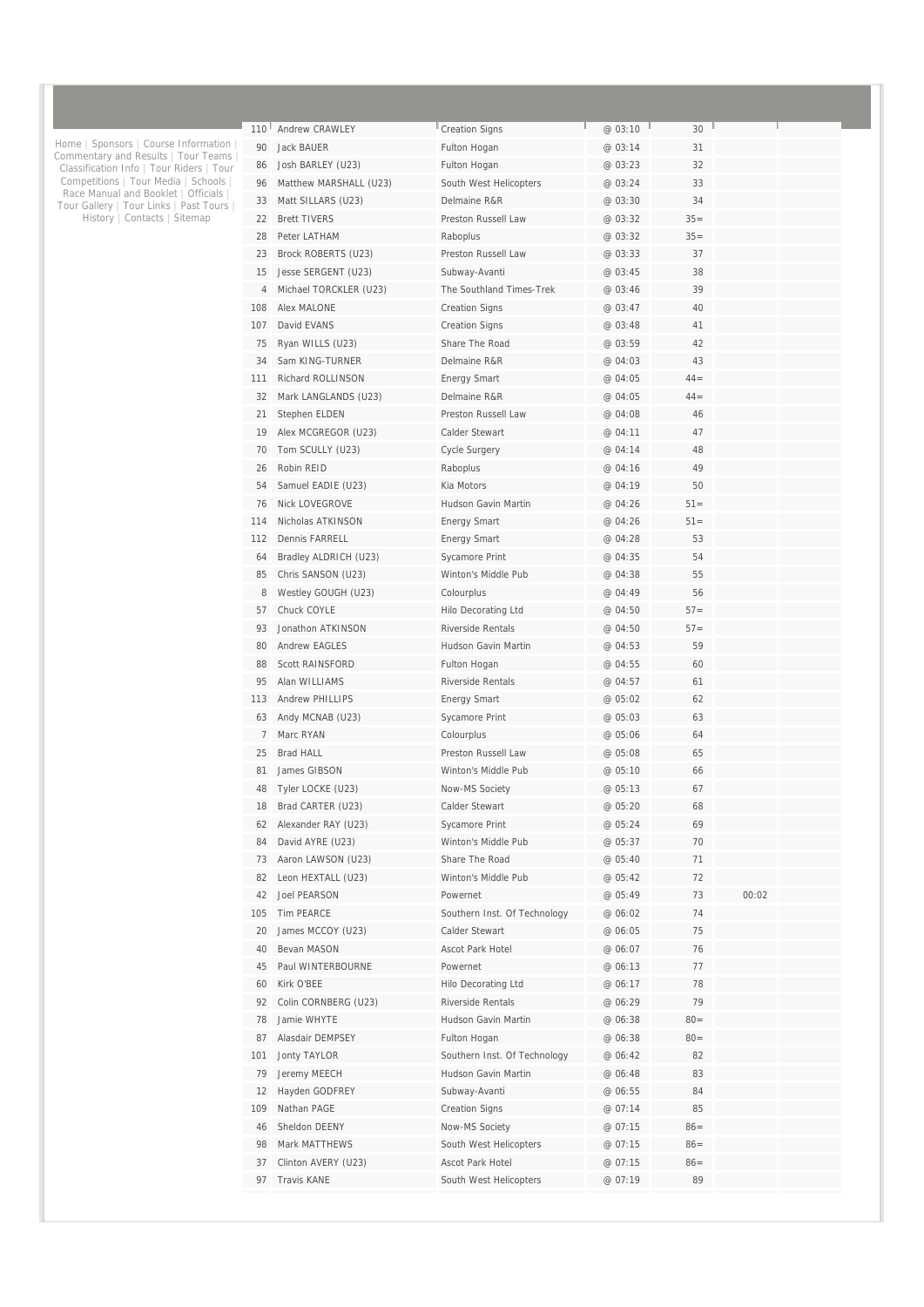Home | Sponsors | Course Information | Commentary and Results | Tour Teams | Classification Info | Tour Riders | Tour Competitions | Tour Media | Schools | Race Manual and Booklet | Officials | Tour Gallery | Tour Links | Past Tours | History | Contacts | Sitemap

| | | | | | | |
|---|---|---|---|---|---|---|
| 110 | Andrew CRAWLEY | Creation Signs | @ 03:10 | 30 | | |
| 90 | Jack BAUER | Fulton Hogan | @ 03:14 | 31 | | |
| 86 | Josh BARLEY (U23) | Fulton Hogan | @ 03:23 | 32 | | |
| 96 | Matthew MARSHALL (U23) | South West Helicopters | @ 03:24 | 33 | | |
| 33 | Matt SILLARS (U23) | Delmaine R&R | @ 03:30 | 34 | | |
| 22 | Brett TIVERS | Preston Russell Law | @ 03:32 | 35= | | |
| 28 | Peter LATHAM | Raboplus | @ 03:32 | 35= | | |
| 23 | Brock ROBERTS (U23) | Preston Russell Law | @ 03:33 | 37 | | |
| 15 | Jesse SERGENT (U23) | Subway-Avanti | @ 03:45 | 38 | | |
| 4 | Michael TORCKLER (U23) | The Southland Times-Trek | @ 03:46 | 39 | | |
| 108 | Alex MALONE | Creation Signs | @ 03:47 | 40 | | |
| 107 | David EVANS | Creation Signs | @ 03:48 | 41 | | |
| 75 | Ryan WILLS (U23) | Share The Road | @ 03:59 | 42 | | |
| 34 | Sam KING-TURNER | Delmaine R&R | @ 04:03 | 43 | | |
| 111 | Richard ROLLINSON | Energy Smart | @ 04:05 | 44= | | |
| 32 | Mark LANGLANDS (U23) | Delmaine R&R | @ 04:05 | 44= | | |
| 21 | Stephen ELDEN | Preston Russell Law | @ 04:08 | 46 | | |
| 19 | Alex MCGREGOR (U23) | Calder Stewart | @ 04:11 | 47 | | |
| 70 | Tom SCULLY (U23) | Cycle Surgery | @ 04:14 | 48 | | |
| 26 | Robin REID | Raboplus | @ 04:16 | 49 | | |
| 54 | Samuel EADIE (U23) | Kia Motors | @ 04:19 | 50 | | |
| 76 | Nick LOVEGROVE | Hudson Gavin Martin | @ 04:26 | 51= | | |
| 114 | Nicholas ATKINSON | Energy Smart | @ 04:26 | 51= | | |
| 112 | Dennis FARRELL | Energy Smart | @ 04:28 | 53 | | |
| 64 | Bradley ALDRICH (U23) | Sycamore Print | @ 04:35 | 54 | | |
| 85 | Chris SANSON (U23) | Winton's Middle Pub | @ 04:38 | 55 | | |
| 8 | Westley GOUGH (U23) | Colourplus | @ 04:49 | 56 | | |
| 57 | Chuck COYLE | Hilo Decorating Ltd | @ 04:50 | 57= | | |
| 93 | Jonathon ATKINSON | Riverside Rentals | @ 04:50 | 57= | | |
| 80 | Andrew EAGLES | Hudson Gavin Martin | @ 04:53 | 59 | | |
| 88 | Scott RAINSFORD | Fulton Hogan | @ 04:55 | 60 | | |
| 95 | Alan WILLIAMS | Riverside Rentals | @ 04:57 | 61 | | |
| 113 | Andrew PHILLIPS | Energy Smart | @ 05:02 | 62 | | |
| 63 | Andy MCNAB (U23) | Sycamore Print | @ 05:03 | 63 | | |
| 7 | Marc RYAN | Colourplus | @ 05:06 | 64 | | |
| 25 | Brad HALL | Preston Russell Law | @ 05:08 | 65 | | |
| 81 | James GIBSON | Winton's Middle Pub | @ 05:10 | 66 | | |
| 48 | Tyler LOCKE (U23) | Now-MS Society | @ 05:13 | 67 | | |
| 18 | Brad CARTER (U23) | Calder Stewart | @ 05:20 | 68 | | |
| 62 | Alexander RAY (U23) | Sycamore Print | @ 05:24 | 69 | | |
| 84 | David AYRE (U23) | Winton's Middle Pub | @ 05:37 | 70 | | |
| 73 | Aaron LAWSON (U23) | Share The Road | @ 05:40 | 71 | | |
| 82 | Leon HEXTALL (U23) | Winton's Middle Pub | @ 05:42 | 72 | | |
| 42 | Joel PEARSON | Powernet | @ 05:49 | 73 | 00:02 | |
| 105 | Tim PEARCE | Southern Inst. Of Technology | @ 06:02 | 74 | | |
| 20 | James MCCOY (U23) | Calder Stewart | @ 06:05 | 75 | | |
| 40 | Bevan MASON | Ascot Park Hotel | @ 06:07 | 76 | | |
| 45 | Paul WINTERBOURNE | Powernet | @ 06:13 | 77 | | |
| 60 | Kirk O'BEE | Hilo Decorating Ltd | @ 06:17 | 78 | | |
| 92 | Colin CORNBERG (U23) | Riverside Rentals | @ 06:29 | 79 | | |
| 78 | Jamie WHYTE | Hudson Gavin Martin | @ 06:38 | 80= | | |
| 87 | Alasdair DEMPSEY | Fulton Hogan | @ 06:38 | 80= | | |
| 101 | Jonty TAYLOR | Southern Inst. Of Technology | @ 06:42 | 82 | | |
| 79 | Jeremy MEECH | Hudson Gavin Martin | @ 06:48 | 83 | | |
| 12 | Hayden GODFREY | Subway-Avanti | @ 06:55 | 84 | | |
| 109 | Nathan PAGE | Creation Signs | @ 07:14 | 85 | | |
| 46 | Sheldon DEENY | Now-MS Society | @ 07:15 | 86= | | |
| 98 | Mark MATTHEWS | South West Helicopters | @ 07:15 | 86= | | |
| 37 | Clinton AVERY (U23) | Ascot Park Hotel | @ 07:15 | 86= | | |
| 97 | Travis KANE | South West Helicopters | @ 07:19 | 89 | | |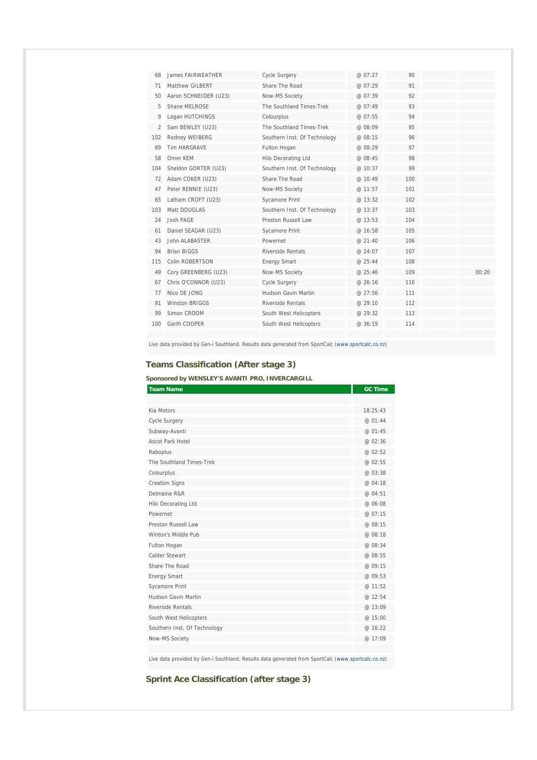| | | | | | | |
|---|---|---|---|---|---|---|
| 68 | James FAIRWEATHER | Cycle Surgery | @ 07:27 | 90 | | |
| 71 | Matthew GILBERT | Share The Road | @ 07:29 | 91 | | |
| 50 | Aaron SCHNEIDER (U23) | Now-MS Society | @ 07:39 | 92 | | |
| 5 | Shane MELROSE | The Southland Times-Trek | @ 07:49 | 93 | | |
| 9 | Logan HUTCHINGS | Colourplus | @ 07:55 | 94 | | |
| 2 | Sam BEWLEY (U23) | The Southland Times-Trek | @ 08:09 | 95 | | |
| 102 | Rodney WEIBERG | Southern Inst. Of Technology | @ 08:15 | 96 | | |
| 89 | Tim HARGRAVE | Fulton Hogan | @ 08:29 | 97 | | |
| 58 | Omer KEM | Hilo Decorating Ltd | @ 08:45 | 98 | | |
| 104 | Sheldon GORTER (U23) | Southern Inst. Of Technology | @ 10:37 | 99 | | |
| 72 | Adam COKER (U23) | Share The Road | @ 10:49 | 100 | | |
| 47 | Peter RENNIE (U23) | Now-MS Society | @ 11:57 | 101 | | |
| 65 | Latham CROFT (U23) | Sycamore Print | @ 13:32 | 102 | | |
| 103 | Matt DOUGLAS | Southern Inst. Of Technology | @ 13:37 | 103 | | |
| 24 | Josh PAGE | Preston Russell Law | @ 13:53 | 104 | | |
| 61 | Daniel SEAGAR (U23) | Sycamore Print | @ 16:58 | 105 | | |
| 43 | John ALABASTER | Powernet | @ 21:40 | 106 | | |
| 94 | Brian BIGGS | Riverside Rentals | @ 24:07 | 107 | | |
| 115 | Colin ROBERTSON | Energy Smart | @ 25:44 | 108 | | |
| 49 | Cory GREENBERG (U23) | Now-MS Society | @ 25:46 | 109 | | 00:20 |
| 67 | Chris O'CONNOR (U23) | Cycle Surgery | @ 26:16 | 110 | | |
| 77 | Nico DE JONG | Hudson Gavin Martin | @ 27:56 | 111 | | |
| 91 | Winston BRIGGS | Riverside Rentals | @ 29:10 | 112 | | |
| 99 | Simon CROOM | South West Helicopters | @ 29:32 | 113 | | |
| 100 | Garth COOPER | South West Helicopters | @ 36:19 | 114 | | |

Live data provided by Gen-i Southland. Results data generated from SportCalc (www.sportcalc.co.nz)

## Teams Classification (After stage 3)

**Sponsored by WENSLEY'S AVANTI PRO, INVERCARGILL**

| Team Name | GC Time |
|---|---|
| Kia Motors | 18:25:43 |
| Cycle Surgery | @ 01:44 |
| Subway-Avanti | @ 01:45 |
| Ascot Park Hotel | @ 02:36 |
| Raboplus | @ 02:52 |
| The Southland Times-Trek | @ 02:55 |
| Colourplus | @ 03:38 |
| Creation Signs | @ 04:18 |
| Delmaine R&R | @ 04:51 |
| Hilo Decorating Ltd | @ 06:08 |
| Powernet | @ 07:15 |
| Preston Russell Law | @ 08:15 |
| Winton's Middle Pub | @ 08:18 |
| Fulton Hogan | @ 08:34 |
| Calder Stewart | @ 08:55 |
| Share The Road | @ 09:15 |
| Energy Smart | @ 09:53 |
| Sycamore Print | @ 11:52 |
| Hudson Gavin Martin | @ 12:54 |
| Riverside Rentals | @ 13:09 |
| South West Helicopters | @ 15:00 |
| Southern Inst. Of Technology | @ 16:22 |
| Now-MS Society | @ 17:09 |

Live data provided by Gen-i Southland. Results data generated from SportCalc (www.sportcalc.co.nz)

## Sprint Ace Classification (after stage 3)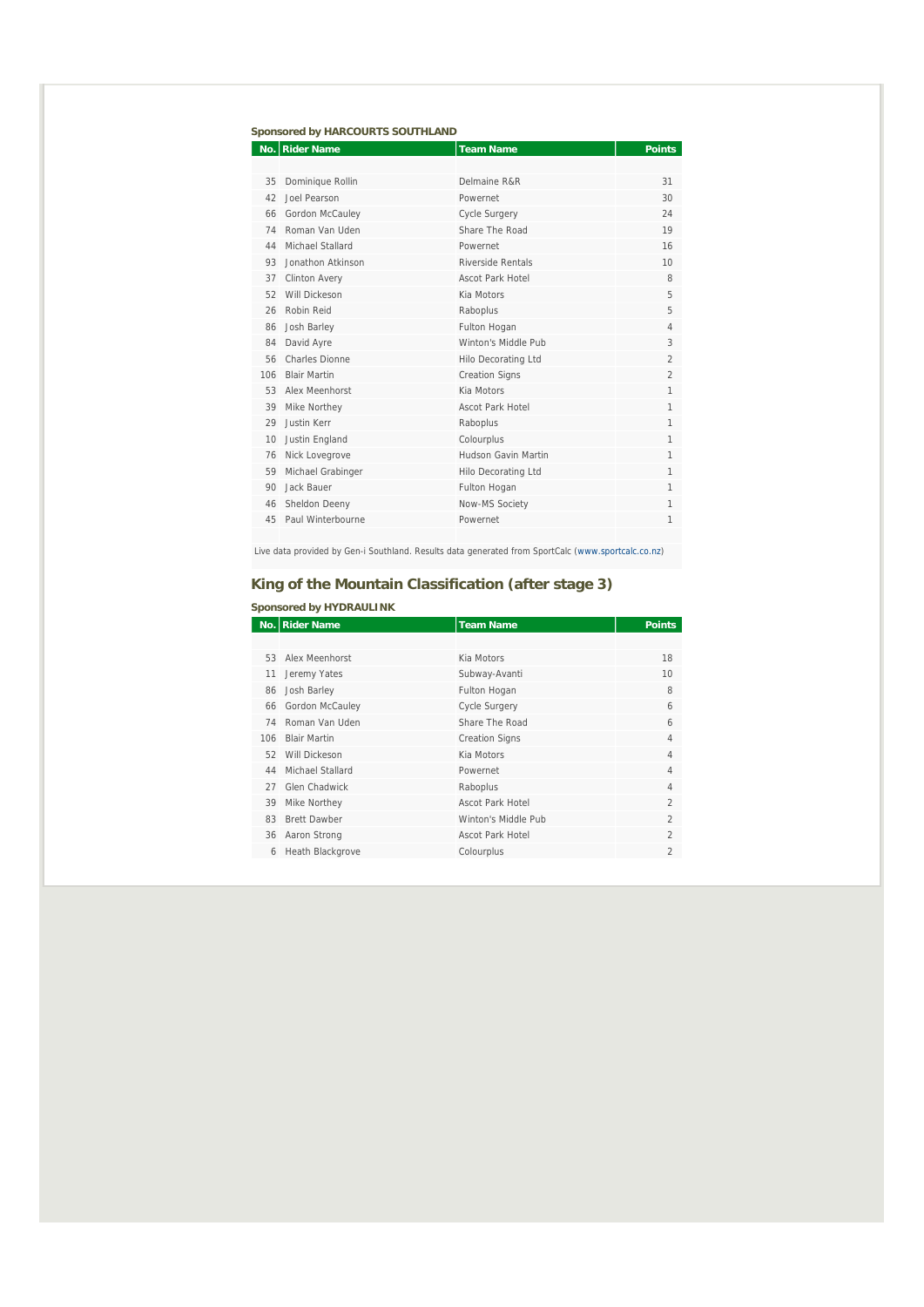**Sponsored by HARCOURTS SOUTHLAND**

| No. | Rider Name | Team Name | Points |
|---|---|---|---|
| 35 | Dominique Rollin | Delmaine R&R | 31 |
| 42 | Joel Pearson | Powernet | 30 |
| 66 | Gordon McCauley | Cycle Surgery | 24 |
| 74 | Roman Van Uden | Share The Road | 19 |
| 44 | Michael Stallard | Powernet | 16 |
| 93 | Jonathon Atkinson | Riverside Rentals | 10 |
| 37 | Clinton Avery | Ascot Park Hotel | 8 |
| 52 | Will Dickeson | Kia Motors | 5 |
| 26 | Robin Reid | Raboplus | 5 |
| 86 | Josh Barley | Fulton Hogan | 4 |
| 84 | David Ayre | Winton's Middle Pub | 3 |
| 56 | Charles Dionne | Hilo Decorating Ltd | 2 |
| 106 | Blair Martin | Creation Signs | 2 |
| 53 | Alex Meenhorst | Kia Motors | 1 |
| 39 | Mike Northey | Ascot Park Hotel | 1 |
| 29 | Justin Kerr | Raboplus | 1 |
| 10 | Justin England | Colourplus | 1 |
| 76 | Nick Lovegrove | Hudson Gavin Martin | 1 |
| 59 | Michael Grabinger | Hilo Decorating Ltd | 1 |
| 90 | Jack Bauer | Fulton Hogan | 1 |
| 46 | Sheldon Deeny | Now-MS Society | 1 |
| 45 | Paul Winterbourne | Powernet | 1 |

Live data provided by Gen-i Southland. Results data generated from SportCalc (www.sportcalc.co.nz)

## King of the Mountain Classification (after stage 3)

**Sponsored by HYDRAULINK**

| No. | Rider Name | Team Name | Points |
|---|---|---|---|
| 53 | Alex Meenhorst | Kia Motors | 18 |
| 11 | Jeremy Yates | Subway-Avanti | 10 |
| 86 | Josh Barley | Fulton Hogan | 8 |
| 66 | Gordon McCauley | Cycle Surgery | 6 |
| 74 | Roman Van Uden | Share The Road | 6 |
| 106 | Blair Martin | Creation Signs | 4 |
| 52 | Will Dickeson | Kia Motors | 4 |
| 44 | Michael Stallard | Powernet | 4 |
| 27 | Glen Chadwick | Raboplus | 4 |
| 39 | Mike Northey | Ascot Park Hotel | 2 |
| 83 | Brett Dawber | Winton's Middle Pub | 2 |
| 36 | Aaron Strong | Ascot Park Hotel | 2 |
| 6 | Heath Blackgrove | Colourplus | 2 |